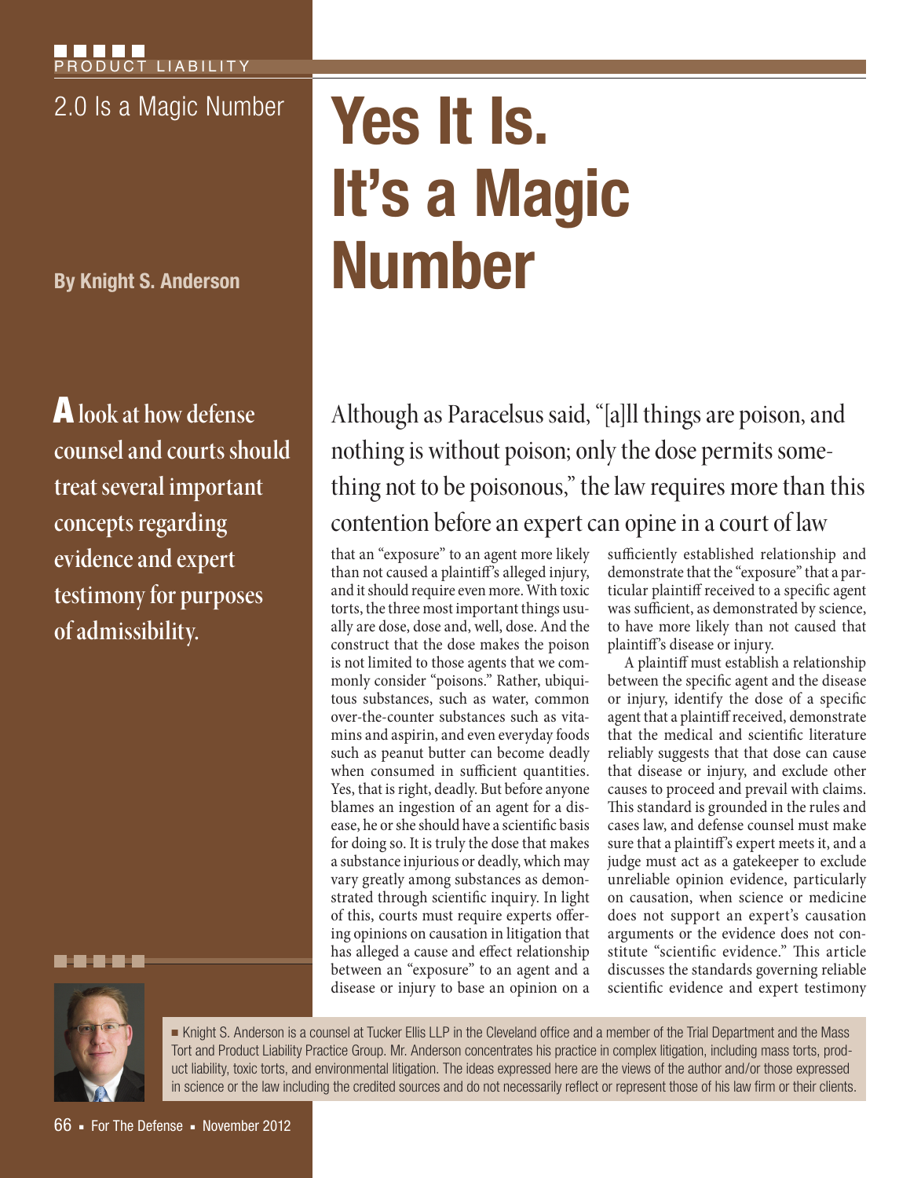PRODUCT LIABILITY

2.0 Is a Magic Number

# Yes It Is. It's a Magic Number

**By Knight S. Anderson**

**A look at how defense counsel and courts should treat several important concepts regarding evidence and expert testimony for purposes of admissibility.**

Although as Paracelsus said, "[a]ll things are poison, and nothing is without poison; only the dose permits something not to be poisonous," the law requires more than this contention before an expert can opine in a court of law that an "exposure" to an agent more likely than not caused a plaintiff's alleged injury, and it should require even more. With toxic torts, the three most important things usually are dose, dose and, well, dose. And the construct that the dose makes the poison is not limited to those agents that we commonly consider "poisons." Rather, ubiquitous substances, such as water, common over-the-counter substances such as vitamins and aspirin, and even everyday foods such as peanut butter can become deadly when consumed in sufficient quantities. Yes, that is right, deadly. But before anyone blames an ingestion of an agent for a disease, he or she should have a scientific basis for doing so. It is truly the dose that makes a substance injurious or deadly, which may vary greatly among substances as demonstrated through scientific inquiry. In light of this, courts must require experts offering opinions on causation in litigation that has alleged a cause and effect relationship between an "exposure" to an agent and a disease or injury to base an opinion on a sufficiently established relationship and demonstrate that the "exposure" that a particular plaintiff received to a specific agent was sufficient, as demonstrated by science, to have more likely than not caused that plaintiff's disease or injury.

A plaintiff must establish a relationship between the specific agent and the disease or injury, identify the dose of a specific agent that a plaintiff received, demonstrate that the medical and scientific literature reliably suggests that that dose can cause that disease or injury, and exclude other causes to proceed and prevail with claims. This standard is grounded in the rules and cases law, and defense counsel must make sure that a plaintiff's expert meets it, and a judge must act as a gatekeeper to exclude unreliable opinion evidence, particularly on causation, when science or medicine does not support an expert's causation arguments or the evidence does not constitute "scientific evidence." This article discusses the standards governing reliable scientific evidence and expert testimony

■ Knight S. Anderson is a counsel at Tucker Ellis LLP in the Cleveland office and a member of the Trial Department and the Mass Tort and Product Liability Practice Group. Mr. Anderson concentrates his practice in complex litigation, including mass torts, product liability, toxic torts, and environmental litigation. The ideas expressed here are the views of the author and/or those expressed in science or the law including the credited sources and do not necessarily reflect or represent those of his law firm or their clients.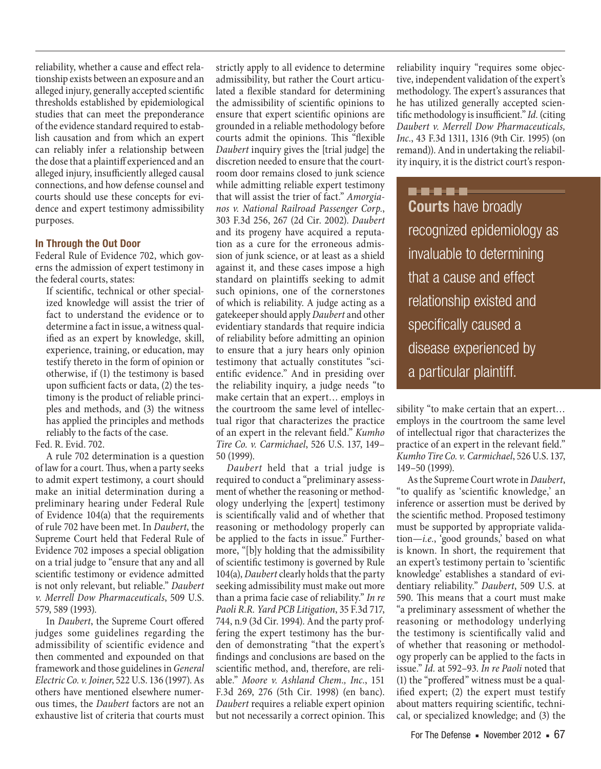reliability, whether a cause and effect relationship exists between an exposure and an alleged injury, generally accepted scientific thresholds established by epidemiological studies that can meet the preponderance of the evidence standard required to establish causation and from which an expert can reliably infer a relationship between the dose that a plaintiff experienced and an alleged injury, insufficiently alleged causal connections, and how defense counsel and courts should use these concepts for evidence and expert testimony admissibility purposes.

### In Through the Out Door

Federal Rule of Evidence 702, which governs the admission of expert testimony in the federal courts, states:

> If scientific, technical or other specialized knowledge will assist the trier of fact to understand the evidence or to determine a fact in issue, a witness qualified as an expert by knowledge, skill, experience, training, or education, may testify thereto in the form of opinion or otherwise, if (1) the testimony is based upon sufficient facts or data, (2) the testimony is the product of reliable principles and methods, and (3) the witness has applied the principles and methods reliably to the facts of the case.

Fed. R. Evid. 702.

A rule 702 determination is a question of law for a court. Thus, when a party seeks to admit expert testimony, a court should make an initial determination during a preliminary hearing under Federal Rule of Evidence 104(a) that the requirements of rule 702 have been met. In *Daubert*, the Supreme Court held that Federal Rule of Evidence 702 imposes a special obligation on a trial judge to "ensure that any and all scientific testimony or evidence admitted is not only relevant, but reliable." *Daubert v. Merrell Dow Pharmaceuticals*, 509 U.S. 579, 589 (1993).

In *Daubert*, the Supreme Court offered judges some guidelines regarding the admissibility of scientific evidence and then commented and expounded on that framework and those guidelines in *General Electric Co. v. Joiner*, 522 U.S. 136 (1997). As others have mentioned elsewhere numerous times, the *Daubert* factors are not an exhaustive list of criteria that courts must strictly apply to all evidence to determine admissibility, but rather the Court articulated a flexible standard for determining the admissibility of scientific opinions to ensure that expert scientific opinions are grounded in a reliable methodology before courts admit the opinions. This "flexible *Daubert* inquiry gives the [trial judge] the discretion needed to ensure that the courtroom door remains closed to junk science while admitting reliable expert testimony that will assist the trier of fact." *Amorgianos v. National Railroad Passenger Corp.*, 303 F.3d 256, 267 (2d Cir. 2002). *Daubert* and its progeny have acquired a reputation as a cure for the erroneous admission of junk science, or at least as a shield against it, and these cases impose a high standard on plaintiffs seeking to admit such opinions, one of the cornerstones of which is reliability. A judge acting as a gatekeeper should apply *Daubert* and other evidentiary standards that require indicia of reliability before admitting an opinion to ensure that a jury hears only opinion testimony that actually constitutes "scientific evidence." And in presiding over the reliability inquiry, a judge needs "to make certain that an expert… employs in the courtroom the same level of intellectual rigor that characterizes the practice of an expert in the relevant field." *Kumho Tire Co. v. Carmichael*, 526 U.S. 137, 149–50 (1999).

*Daubert* held that a trial judge is required to conduct a "preliminary assessment of whether the reasoning or methodology underlying the [expert] testimony is scientifically valid and of whether that reasoning or methodology properly can be applied to the facts in issue." Furthermore, "[b]y holding that the admissibility of scientific testimony is governed by Rule 104(a), *Daubert* clearly holds that the party seeking admissibility must make out more than a prima facie case of reliability." *In re Paoli R.R. Yard PCB Litigation*, 35 F.3d 717, 744, n.9 (3d Cir. 1994). And the party proffering the expert testimony has the burden of demonstrating "that the expert's findings and conclusions are based on the scientific method, and, therefore, are reliable." *Moore v. Ashland Chem., Inc.*, 151 F.3d 269, 276 (5th Cir. 1998) (en banc). *Daubert* requires a reliable expert opinion but not necessarily a correct opinion. This reliability inquiry "requires some objective, independent validation of the expert's methodology. The expert's assurances that he has utilized generally accepted scientific methodology is insufficient." *Id.* (citing *Daubert v. Merrell Dow Pharmaceuticals, Inc.*, 43 F.3d 1311, 1316 (9th Cir. 1995) (on remand)). And in undertaking the reliability inquiry, it is the district court's responsibility "to make certain that an expert… employs in the courtroom the same level of intellectual rigor that characterizes the practice of an expert in the relevant field." *Kumho Tire Co. v. Carmichael*, 526 U.S. 137, 149–50 (1999).

> **Courts** have broadly recognized epidemiology as invaluable to determining that a cause and effect relationship existed and specifically caused a disease experienced by a particular plaintiff.

As the Supreme Court wrote in *Daubert*, "to qualify as 'scientific knowledge,' an inference or assertion must be derived by the scientific method. Proposed testimony must be supported by appropriate validation—*i.e.*, 'good grounds,' based on what is known. In short, the requirement that an expert's testimony pertain to 'scientific knowledge' establishes a standard of evidentiary reliability." *Daubert*, 509 U.S. at 590. This means that a court must make "a preliminary assessment of whether the reasoning or methodology underlying the testimony is scientifically valid and of whether that reasoning or methodology properly can be applied to the facts in issue." *Id.* at 592–93. *In re Paoli* noted that (1) the "proffered" witness must be a qualified expert; (2) the expert must testify about matters requiring scientific, technical, or specialized knowledge; and (3) the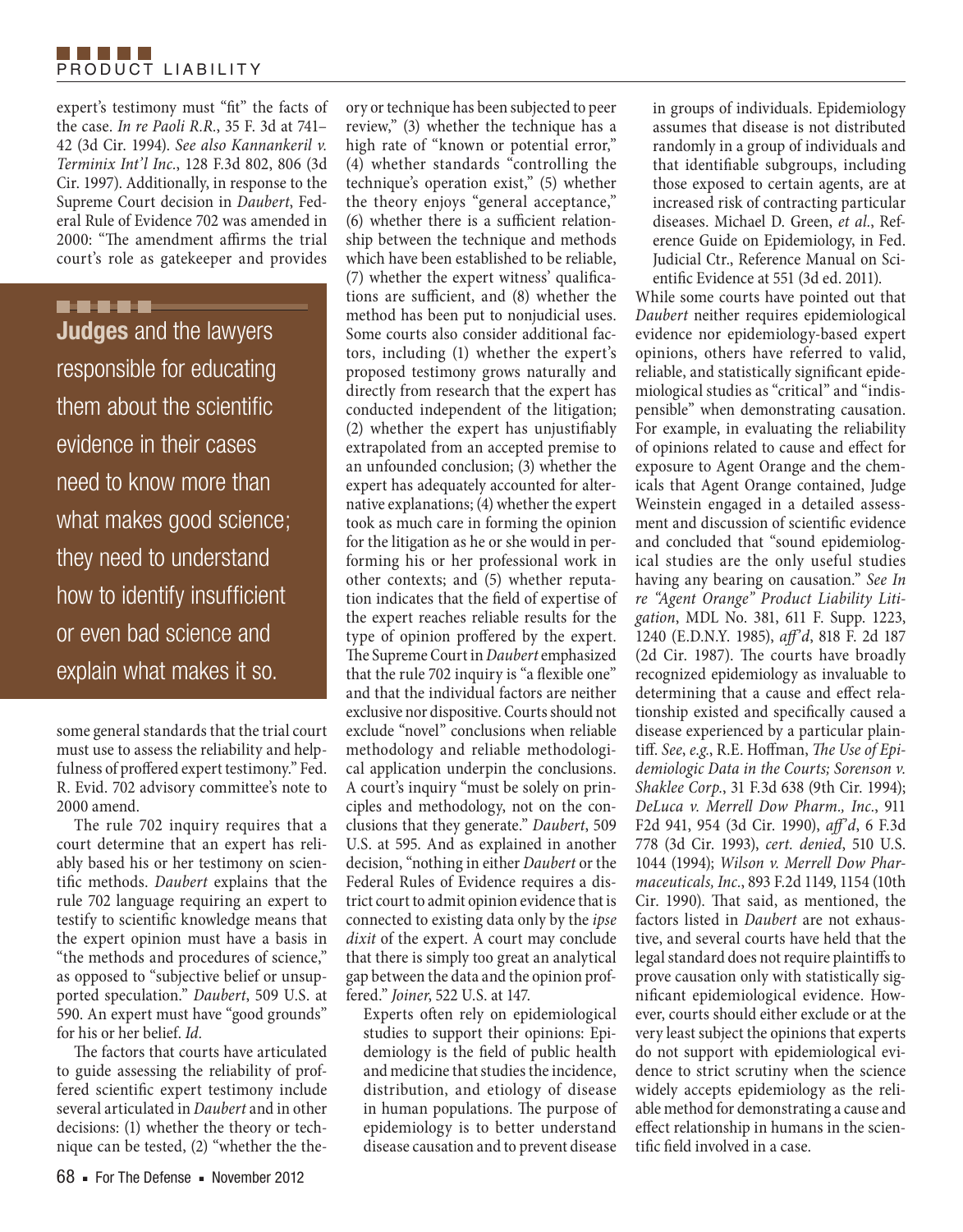expert's testimony must "fit" the facts of the case. *In re Paoli R.R.*, 35 F. 3d at 741–42 (3d Cir. 1994). *See also Kannankeril v. Terminix Int'l Inc.*, 128 F.3d 802, 806 (3d Cir. 1997). Additionally, in response to the Supreme Court decision in *Daubert*, Federal Rule of Evidence 702 was amended in 2000: "The amendment affirms the trial court's role as gatekeeper and provides some general standards that the trial court must use to assess the reliability and helpfulness of proffered expert testimony." Fed. R. Evid. 702 advisory committee's note to 2000 amend.

> **Judges** and the lawyers responsible for educating them about the scientific evidence in their cases need to know more than what makes good science; they need to understand how to identify insufficient or even bad science and explain what makes it so.

The rule 702 inquiry requires that a court determine that an expert has reliably based his or her testimony on scientific methods. *Daubert* explains that the rule 702 language requiring an expert to testify to scientific knowledge means that the expert opinion must have a basis in "the methods and procedures of science," as opposed to "subjective belief or unsupported speculation." *Daubert*, 509 U.S. at 590. An expert must have "good grounds" for his or her belief. *Id.*

The factors that courts have articulated to guide assessing the reliability of proffered scientific expert testimony include several articulated in *Daubert* and in other decisions: (1) whether the theory or technique can be tested, (2) "whether the theory or technique has been subjected to peer review," (3) whether the technique has a high rate of "known or potential error," (4) whether standards "controlling the technique's operation exist," (5) whether the theory enjoys "general acceptance," (6) whether there is a sufficient relationship between the technique and methods which have been established to be reliable, (7) whether the expert witness' qualifications are sufficient, and (8) whether the method has been put to nonjudicial uses. Some courts also consider additional factors, including (1) whether the expert's proposed testimony grows naturally and directly from research that the expert has conducted independent of the litigation; (2) whether the expert has unjustifiably extrapolated from an accepted premise to an unfounded conclusion; (3) whether the expert has adequately accounted for alternative explanations; (4) whether the expert took as much care in forming the opinion for the litigation as he or she would in performing his or her professional work in other contexts; and (5) whether reputation indicates that the field of expertise of the expert reaches reliable results for the type of opinion proffered by the expert. The Supreme Court in *Daubert* emphasized that the rule 702 inquiry is "a flexible one" and that the individual factors are neither exclusive nor dispositive. Courts should not exclude "novel" conclusions when reliable methodology and reliable methodological application underpin the conclusions. A court's inquiry "must be solely on principles and methodology, not on the conclusions that they generate." *Daubert*, 509 U.S. at 595. And as explained in another decision, "nothing in either *Daubert* or the Federal Rules of Evidence requires a district court to admit opinion evidence that is connected to existing data only by the *ipse dixit* of the expert. A court may conclude that there is simply too great an analytical gap between the data and the opinion proffered." *Joiner*, 522 U.S. at 147.

Experts often rely on epidemiological studies to support their opinions: Epidemiology is the field of public health and medicine that studies the incidence, distribution, and etiology of disease in human populations. The purpose of epidemiology is to better understand disease causation and to prevent disease in groups of individuals. Epidemiology assumes that disease is not distributed randomly in a group of individuals and that identifiable subgroups, including those exposed to certain agents, are at increased risk of contracting particular diseases. Michael D. Green, *et al.*, Reference Guide on Epidemiology, in Fed. Judicial Ctr., Reference Manual on Scientific Evidence at 551 (3d ed. 2011).

While some courts have pointed out that *Daubert* neither requires epidemiological evidence nor epidemiology-based expert opinions, others have referred to valid, reliable, and statistically significant epidemiological studies as "critical" and "indispensible" when demonstrating causation. For example, in evaluating the reliability of opinions related to cause and effect for exposure to Agent Orange and the chemicals that Agent Orange contained, Judge Weinstein engaged in a detailed assessment and discussion of scientific evidence and concluded that "sound epidemiological studies are the only useful studies having any bearing on causation." *See In re "Agent Orange" Product Liability Litigation*, MDL No. 381, 611 F. Supp. 1223, 1240 (E.D.N.Y. 1985), *aff'd*, 818 F. 2d 187 (2d Cir. 1987). The courts have broadly recognized epidemiology as invaluable to determining that a cause and effect relationship existed and specifically caused a disease experienced by a particular plaintiff. *See*, *e.g.*, R.E. Hoffman, *The Use of Epidemiologic Data in the Courts; Sorenson v. Shaklee Corp.*, 31 F.3d 638 (9th Cir. 1994); *DeLuca v. Merrell Dow Pharm., Inc.*, 911 F2d 941, 954 (3d Cir. 1990), *aff'd*, 6 F.3d 778 (3d Cir. 1993), *cert. denied*, 510 U.S. 1044 (1994); *Wilson v. Merrell Dow Pharmaceuticals, Inc.*, 893 F.2d 1149, 1154 (10th Cir. 1990). That said, as mentioned, the factors listed in *Daubert* are not exhaustive, and several courts have held that the legal standard does not require plaintiffs to prove causation only with statistically significant epidemiological evidence. However, courts should either exclude or at the very least subject the opinions that experts do not support with epidemiological evidence to strict scrutiny when the science widely accepts epidemiology as the reliable method for demonstrating a cause and effect relationship in humans in the scientific field involved in a case.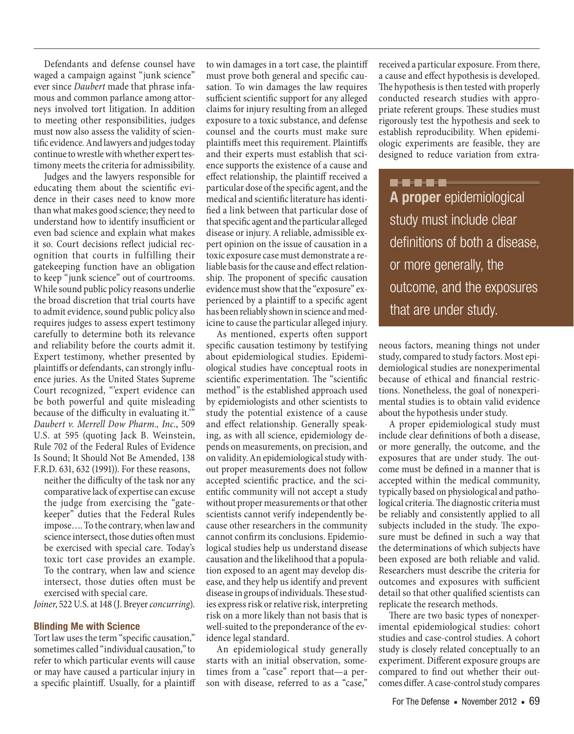Defendants and defense counsel have waged a campaign against "junk science" ever since *Daubert* made that phrase infamous and common parlance among attorneys involved tort litigation. In addition to meeting other responsibilities, judges must now also assess the validity of scientific evidence. And lawyers and judges today continue to wrestle with whether expert testimony meets the criteria for admissibility.

Judges and the lawyers responsible for educating them about the scientific evidence in their cases need to know more than what makes good science; they need to understand how to identify insufficient or even bad science and explain what makes it so. Court decisions reflect judicial recognition that courts in fulfilling their gatekeeping function have an obligation to keep "junk science" out of courtrooms. While sound public policy reasons underlie the broad discretion that trial courts have to admit evidence, sound public policy also requires judges to assess expert testimony carefully to determine both its relevance and reliability before the courts admit it. Expert testimony, whether presented by plaintiffs or defendants, can strongly influence juries. As the United States Supreme Court recognized, "'expert evidence can be both powerful and quite misleading because of the difficulty in evaluating it.'" *Daubert v. Merrell Dow Pharm., Inc.*, 509 U.S. at 595 (quoting Jack B. Weinstein, Rule 702 of the Federal Rules of Evidence Is Sound; It Should Not Be Amended, 138 F.R.D. 631, 632 (1991)). For these reasons,

> neither the difficulty of the task nor any comparative lack of expertise can excuse the judge from exercising the "gatekeeper" duties that the Federal Rules impose…. To the contrary, when law and science intersect, those duties often must be exercised with special care. Today's toxic tort case provides an example. To the contrary, when law and science intersect, those duties often must be exercised with special care.

*Joiner*, 522 U.S. at 148 (J. Breyer *concurring*).

## Blinding Me with Science

Tort law uses the term "specific causation," sometimes called "individual causation," to refer to which particular events will cause or may have caused a particular injury in a specific plaintiff. Usually, for a plaintiff to win damages in a tort case, the plaintiff must prove both general and specific causation. To win damages the law requires sufficient scientific support for any alleged claims for injury resulting from an alleged exposure to a toxic substance, and defense counsel and the courts must make sure plaintiffs meet this requirement. Plaintiffs and their experts must establish that science supports the existence of a cause and effect relationship, the plaintiff received a particular dose of the specific agent, and the medical and scientific literature has identified a link between that particular dose of that specific agent and the particular alleged disease or injury. A reliable, admissible expert opinion on the issue of causation in a toxic exposure case must demonstrate a reliable basis for the cause and effect relationship. The proponent of specific causation evidence must show that the "exposure" experienced by a plaintiff to a specific agent has been reliably shown in science and medicine to cause the particular alleged injury.

As mentioned, experts often support specific causation testimony by testifying about epidemiological studies. Epidemiological studies have conceptual roots in scientific experimentation. The "scientific method" is the established approach used by epidemiologists and other scientists to study the potential existence of a cause and effect relationship. Generally speaking, as with all science, epidemiology depends on measurements, on precision, and on validity. An epidemiological study without proper measurements does not follow accepted scientific practice, and the scientific community will not accept a study without proper measurements or that other scientists cannot verify independently because other researchers in the community cannot confirm its conclusions. Epidemiological studies help us understand disease causation and the likelihood that a population exposed to an agent may develop disease, and they help us identify and prevent disease in groups of individuals. These studies express risk or relative risk, interpreting risk on a more likely than not basis that is well-suited to the preponderance of the evidence legal standard.

An epidemiological study generally starts with an initial observation, sometimes from a "case" report that—a person with disease, referred to as a "case," received a particular exposure. From there, a cause and effect hypothesis is developed. The hypothesis is then tested with properly conducted research studies with appropriate referent groups. These studies must rigorously test the hypothesis and seek to establish reproducibility. When epidemiologic experiments are feasible, they are designed to reduce variation from extraneous factors, meaning things not under study, compared to study factors. Most epidemiological studies are nonexperimental because of ethical and financial restrictions. Nonetheless, the goal of nonexperimental studies is to obtain valid evidence about the hypothesis under study.

> **A proper** epidemiological study must include clear definitions of both a disease, or more generally, the outcome, and the exposures that are under study.

A proper epidemiological study must include clear definitions of both a disease, or more generally, the outcome, and the exposures that are under study. The outcome must be defined in a manner that is accepted within the medical community, typically based on physiological and pathological criteria. The diagnostic criteria must be reliably and consistently applied to all subjects included in the study. The exposure must be defined in such a way that the determinations of which subjects have been exposed are both reliable and valid. Researchers must describe the criteria for outcomes and exposures with sufficient detail so that other qualified scientists can replicate the research methods.

There are two basic types of nonexperimental epidemiological studies: cohort studies and case-control studies. A cohort study is closely related conceptually to an experiment. Different exposure groups are compared to find out whether their outcomes differ. A case-control study compares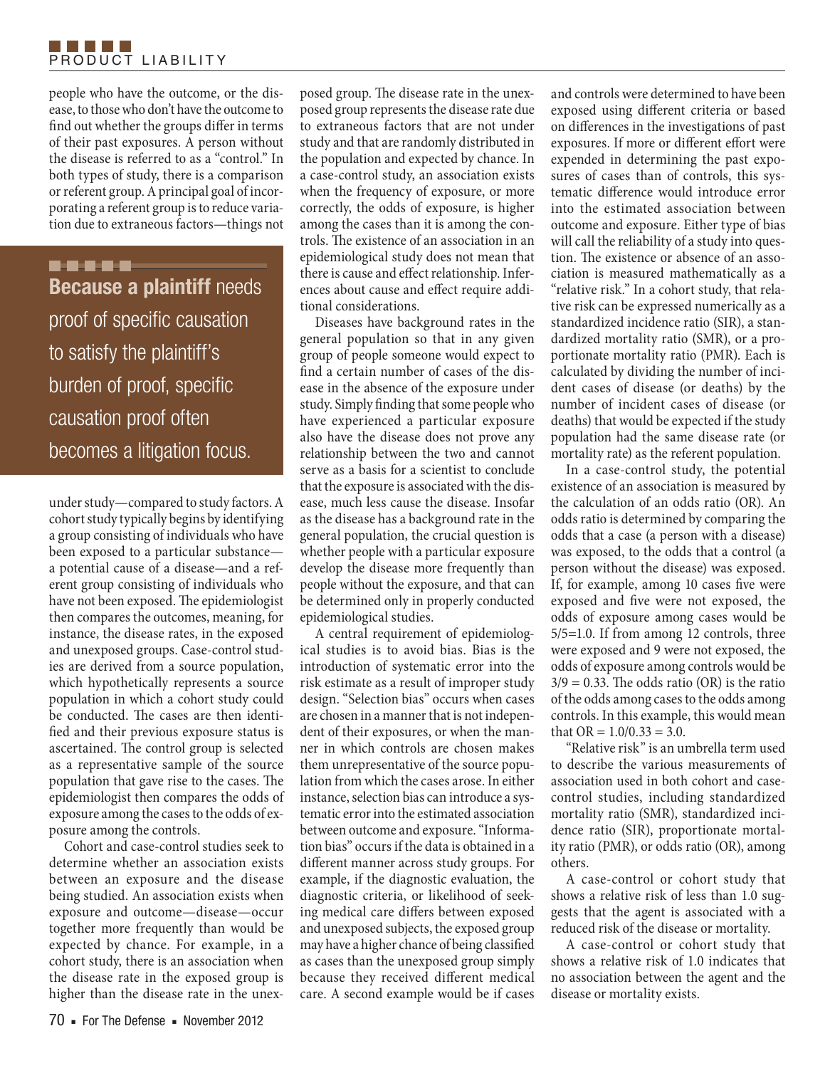people who have the outcome, or the disease, to those who don't have the outcome to find out whether the groups differ in terms of their past exposures. A person without the disease is referred to as a "control." In both types of study, there is a comparison or referent group. A principal goal of incorporating a referent group is to reduce variation due to extraneous factors—things not under study—compared to study factors. A cohort study typically begins by identifying a group consisting of individuals who have been exposed to a particular substance—a potential cause of a disease—and a referent group consisting of individuals who have not been exposed. The epidemiologist then compares the outcomes, meaning, for instance, the disease rates, in the exposed and unexposed groups. Case-control studies are derived from a source population, which hypothetically represents a source population in which a cohort study could be conducted. The cases are then identified and their previous exposure status is ascertained. The control group is selected as a representative sample of the source population that gave rise to the cases. The epidemiologist then compares the odds of exposure among the cases to the odds of exposure among the controls.

**Because a plaintiff** needs proof of specific causation to satisfy the plaintiff's burden of proof, specific causation proof often becomes a litigation focus.

Cohort and case-control studies seek to determine whether an association exists between an exposure and the disease being studied. An association exists when exposure and outcome—disease—occur together more frequently than would be expected by chance. For example, in a cohort study, there is an association when the disease rate in the exposed group is higher than the disease rate in the unexposed group. The disease rate in the unexposed group represents the disease rate due to extraneous factors that are not under study and that are randomly distributed in the population and expected by chance. In a case-control study, an association exists when the frequency of exposure, or more correctly, the odds of exposure, is higher among the cases than it is among the controls. The existence of an association in an epidemiological study does not mean that there is cause and effect relationship. Inferences about cause and effect require additional considerations.

Diseases have background rates in the general population so that in any given group of people someone would expect to find a certain number of cases of the disease in the absence of the exposure under study. Simply finding that some people who have experienced a particular exposure also have the disease does not prove any relationship between the two and cannot serve as a basis for a scientist to conclude that the exposure is associated with the disease, much less cause the disease. Insofar as the disease has a background rate in the general population, the crucial question is whether people with a particular exposure develop the disease more frequently than people without the exposure, and that can be determined only in properly conducted epidemiological studies.

A central requirement of epidemiological studies is to avoid bias. Bias is the introduction of systematic error into the risk estimate as a result of improper study design. "Selection bias" occurs when cases are chosen in a manner that is not independent of their exposures, or when the manner in which controls are chosen makes them unrepresentative of the source population from which the cases arose. In either instance, selection bias can introduce a systematic error into the estimated association between outcome and exposure. "Information bias" occurs if the data is obtained in a different manner across study groups. For example, if the diagnostic evaluation, the diagnostic criteria, or likelihood of seeking medical care differs between exposed and unexposed subjects, the exposed group may have a higher chance of being classified as cases than the unexposed group simply because they received different medical care. A second example would be if cases and controls were determined to have been exposed using different criteria or based on differences in the investigations of past exposures. If more or different effort were expended in determining the past exposures of cases than of controls, this systematic difference would introduce error into the estimated association between outcome and exposure. Either type of bias will call the reliability of a study into question. The existence or absence of an association is measured mathematically as a "relative risk." In a cohort study, that relative risk can be expressed numerically as a standardized incidence ratio (SIR), a standardized mortality ratio (SMR), or a proportionate mortality ratio (PMR). Each is calculated by dividing the number of incident cases of disease (or deaths) by the number of incident cases of disease (or deaths) that would be expected if the study population had the same disease rate (or mortality rate) as the referent population.

In a case-control study, the potential existence of an association is measured by the calculation of an odds ratio (OR). An odds ratio is determined by comparing the odds that a case (a person with a disease) was exposed, to the odds that a control (a person without the disease) was exposed. If, for example, among 10 cases five were exposed and five were not exposed, the odds of exposure among cases would be $5/5=1.0$. If from among 12 controls, three were exposed and 9 were not exposed, the odds of exposure among controls would be $3/9 = 0.33$. The odds ratio (OR) is the ratio of the odds among cases to the odds among controls. In this example, this would mean that $OR = 1.0/0.33 = 3.0$.

"Relative risk" is an umbrella term used to describe the various measurements of association used in both cohort and case-control studies, including standardized mortality ratio (SMR), standardized incidence ratio (SIR), proportionate mortality ratio (PMR), or odds ratio (OR), among others.

A case-control or cohort study that shows a relative risk of less than 1.0 suggests that the agent is associated with a reduced risk of the disease or mortality.

A case-control or cohort study that shows a relative risk of 1.0 indicates that no association between the agent and the disease or mortality exists.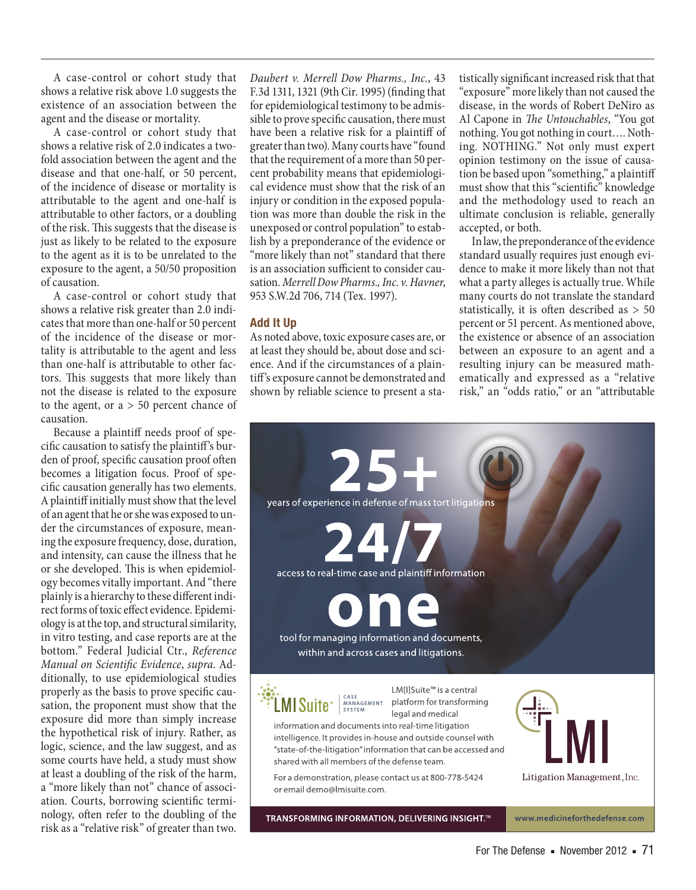A case-control or cohort study that shows a relative risk above 1.0 suggests the existence of an association between the agent and the disease or mortality.

A case-control or cohort study that shows a relative risk of 2.0 indicates a two-fold association between the agent and the disease and that one-half, or 50 percent, of the incidence of disease or mortality is attributable to the agent and one-half is attributable to other factors, or a doubling of the risk. This suggests that the disease is just as likely to be related to the exposure to the agent as it is to be unrelated to the exposure to the agent, a 50/50 proposition of causation.

A case-control or cohort study that shows a relative risk greater than 2.0 indicates that more than one-half or 50 percent of the incidence of the disease or mortality is attributable to the agent and less than one-half is attributable to other factors. This suggests that more likely than not the disease is related to the exposure to the agent, or a > 50 percent chance of causation.

Because a plaintiff needs proof of specific causation to satisfy the plaintiff's burden of proof, specific causation proof often becomes a litigation focus. Proof of specific causation generally has two elements. A plaintiff initially must show that the level of an agent that he or she was exposed to under the circumstances of exposure, meaning the exposure frequency, dose, duration, and intensity, can cause the illness that he or she developed. This is when epidemiology becomes vitally important. And "there plainly is a hierarchy to these different indirect forms of toxic effect evidence. Epidemiology is at the top, and structural similarity, in vitro testing, and case reports are at the bottom." Federal Judicial Ctr., *Reference Manual on Scientific Evidence*, *supra*. Additionally, to use epidemiological studies properly as the basis to prove specific causation, the proponent must show that the exposure did more than simply increase the hypothetical risk of injury. Rather, as logic, science, and the law suggest, and as some courts have held, a study must show at least a doubling of the risk of the harm, a "more likely than not" chance of association. Courts, borrowing scientific terminology, often refer to the doubling of the risk as a "relative risk" of greater than two. *Daubert v. Merrell Dow Pharms., Inc.*, 43 F.3d 1311, 1321 (9th Cir. 1995) (finding that for epidemiological testimony to be admissible to prove specific causation, there must have been a relative risk for a plaintiff of greater than two). Many courts have "found that the requirement of a more than 50 percent probability means that epidemiological evidence must show that the risk of an injury or condition in the exposed population was more than double the risk in the unexposed or control population" to establish by a preponderance of the evidence or "more likely than not" standard that there is an association sufficient to consider causation. *Merrell Dow Pharms., Inc. v. Havner*, 953 S.W.2d 706, 714 (Tex. 1997).

## Add It Up

As noted above, toxic exposure cases are, or at least they should be, about dose and science. And if the circumstances of a plaintiff's exposure cannot be demonstrated and shown by reliable science to present a statistically significant increased risk that that "exposure" more likely than not caused the disease, in the words of Robert DeNiro as Al Capone in *The Untouchables*, "You got nothing. You got nothing in court…. Nothing. NOTHING." Not only must expert opinion testimony on the issue of causation be based upon "something," a plaintiff must show that this "scientific" knowledge and the methodology used to reach an ultimate conclusion is reliable, generally accepted, or both.

In law, the preponderance of the evidence standard usually requires just enough evidence to make it more likely than not that what a party alleges is actually true. While many courts do not translate the standard statistically, it is often described as > 50 percent or 51 percent. As mentioned above, the existence or absence of an association between an exposure to an agent and a resulting injury can be measured mathematically and expressed as a "relative risk," an "odds ratio," or an "attributable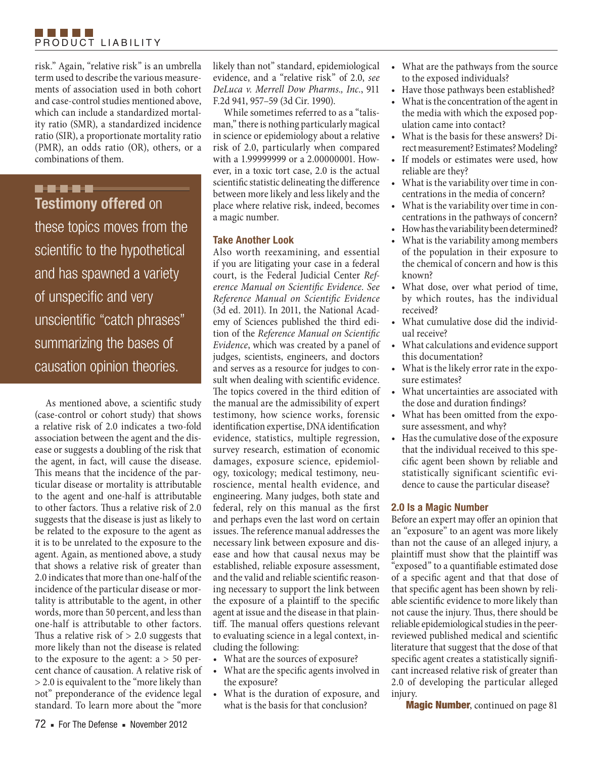risk." Again, "relative risk" is an umbrella term used to describe the various measurements of association used in both cohort and case-control studies mentioned above, which can include a standardized mortality ratio (SMR), a standardized incidence ratio (SIR), a proportionate mortality ratio (PMR), an odds ratio (OR), others, or a combinations of them.

> **Testimony offered** on these topics moves from the scientific to the hypothetical and has spawned a variety of unspecific and very unscientific "catch phrases" summarizing the bases of causation opinion theories.

As mentioned above, a scientific study (case-control or cohort study) that shows a relative risk of 2.0 indicates a two-fold association between the agent and the disease or suggests a doubling of the risk that the agent, in fact, will cause the disease. This means that the incidence of the particular disease or mortality is attributable to the agent and one-half is attributable to other factors. Thus a relative risk of 2.0 suggests that the disease is just as likely to be related to the exposure to the agent as it is to be unrelated to the exposure to the agent. Again, as mentioned above, a study that shows a relative risk of greater than 2.0 indicates that more than one-half of the incidence of the particular disease or mortality is attributable to the agent, in other words, more than 50 percent, and less than one-half is attributable to other factors. Thus a relative risk of > 2.0 suggests that more likely than not the disease is related to the exposure to the agent: a > 50 percent chance of causation. A relative risk of > 2.0 is equivalent to the "more likely than not" preponderance of the evidence legal standard. To learn more about the "more likely than not" standard, epidemiological evidence, and a "relative risk" of 2.0, *see DeLuca v. Merrell Dow Pharms., Inc.*, 911 F.2d 941, 957–59 (3d Cir. 1990).

While sometimes referred to as a "talisman," there is nothing particularly magical in science or epidemiology about a relative risk of 2.0, particularly when compared with a 1.99999999 or a 2.00000001. However, in a toxic tort case, 2.0 is the actual scientific statistic delineating the difference between more likely and less likely and the place where relative risk, indeed, becomes a magic number.

### Take Another Look

Also worth reexamining, and essential if you are litigating your case in a federal court, is the Federal Judicial Center *Reference Manual on Scientific Evidence*. *See Reference Manual on Scientific Evidence* (3d ed. 2011). In 2011, the National Academy of Sciences published the third edition of the *Reference Manual on Scientific Evidence*, which was created by a panel of judges, scientists, engineers, and doctors and serves as a resource for judges to consult when dealing with scientific evidence. The topics covered in the third edition of the manual are the admissibility of expert testimony, how science works, forensic identification expertise, DNA identification evidence, statistics, multiple regression, survey research, estimation of economic damages, exposure science, epidemiology, toxicology; medical testimony, neuroscience, mental health evidence, and engineering. Many judges, both state and federal, rely on this manual as the first and perhaps even the last word on certain issues. The reference manual addresses the necessary link between exposure and disease and how that causal nexus may be established, reliable exposure assessment, and the valid and reliable scientific reasoning necessary to support the link between the exposure of a plaintiff to the specific agent at issue and the disease in that plaintiff. The manual offers questions relevant to evaluating science in a legal context, including the following:

- What are the sources of exposure?
- What are the specific agents involved in the exposure?
- What is the duration of exposure, and what is the basis for that conclusion?
- What are the pathways from the source to the exposed individuals?
- Have those pathways been established?
- What is the concentration of the agent in the media with which the exposed population came into contact?
- What is the basis for these answers? Direct measurement? Estimates? Modeling?
- If models or estimates were used, how reliable are they?
- What is the variability over time in concentrations in the media of concern?
- What is the variability over time in concentrations in the pathways of concern?
- How has the variability been determined?
- What is the variability among members of the population in their exposure to the chemical of concern and how is this known?
- What dose, over what period of time, by which routes, has the individual received?
- What cumulative dose did the individual receive?
- What calculations and evidence support this documentation?
- What is the likely error rate in the exposure estimates?
- What uncertainties are associated with the dose and duration findings?
- What has been omitted from the exposure assessment, and why?
- Has the cumulative dose of the exposure that the individual received to this specific agent been shown by reliable and statistically significant scientific evidence to cause the particular disease?

### 2.0 Is a Magic Number

Before an expert may offer an opinion that an "exposure" to an agent was more likely than not the cause of an alleged injury, a plaintiff must show that the plaintiff was "exposed" to a quantifiable estimated dose of a specific agent and that that dose of that specific agent has been shown by reliable scientific evidence to more likely than not cause the injury. Thus, there should be reliable epidemiological studies in the peer-reviewed published medical and scientific literature that suggest that the dose of that specific agent creates a statistically significant increased relative risk of greater than 2.0 of developing the particular alleged injury.

**Magic Number**, continued on page 81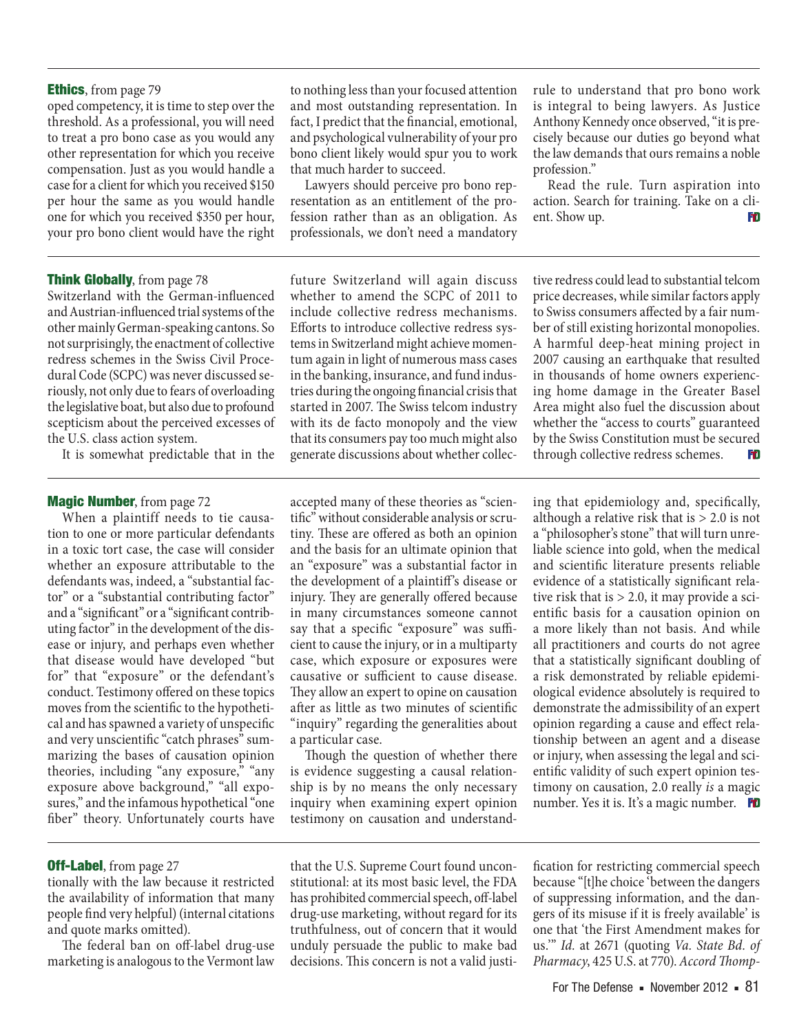**Ethics**, from page 79

oped competency, it is time to step over the threshold. As a professional, you will need to treat a pro bono case as you would any other representation for which you receive compensation. Just as you would handle a case for a client for which you received $150 per hour the same as you would handle one for which you received $350 per hour, your pro bono client would have the right to nothing less than your focused attention and most outstanding representation. In fact, I predict that the financial, emotional, and psychological vulnerability of your pro bono client likely would spur you to work that much harder to succeed.

Lawyers should perceive pro bono representation as an entitlement of the profession rather than as an obligation. As professionals, we don't need a mandatory rule to understand that pro bono work is integral to being lawyers. As Justice Anthony Kennedy once observed, "it is precisely because our duties go beyond what the law demands that ours remains a noble profession."

Read the rule. Turn aspiration into action. Search for training. Take on a client. Show up.

---

**Think Globally**, from page 78

Switzerland with the German-influenced and Austrian-influenced trial systems of the other mainly German-speaking cantons. So not surprisingly, the enactment of collective redress schemes in the Swiss Civil Procedural Code (SCPC) was never discussed seriously, not only due to fears of overloading the legislative boat, but also due to profound scepticism about the perceived excesses of the U.S. class action system.

It is somewhat predictable that in the future Switzerland will again discuss whether to amend the SCPC of 2011 to include collective redress mechanisms. Efforts to introduce collective redress systems in Switzerland might achieve momentum again in light of numerous mass cases in the banking, insurance, and fund industries during the ongoing financial crisis that started in 2007. The Swiss telcom industry with its de facto monopoly and the view that its consumers pay too much might also generate discussions about whether collective redress could lead to substantial telcom price decreases, while similar factors apply to Swiss consumers affected by a fair number of still existing horizontal monopolies. A harmful deep-heat mining project in 2007 causing an earthquake that resulted in thousands of home owners experiencing home damage in the Greater Basel Area might also fuel the discussion about whether the "access to courts" guaranteed by the Swiss Constitution must be secured through collective redress schemes.

---

**Magic Number**, from page 72

When a plaintiff needs to tie causation to one or more particular defendants in a toxic tort case, the case will consider whether an exposure attributable to the defendants was, indeed, a "substantial factor" or a "substantial contributing factor" and a "significant" or a "significant contributing factor" in the development of the disease or injury, and perhaps even whether that disease would have developed "but for" that "exposure" or the defendant's conduct. Testimony offered on these topics moves from the scientific to the hypothetical and has spawned a variety of unspecific and very unscientific "catch phrases" summarizing the bases of causation opinion theories, including "any exposure," "any exposure above background," "all exposures," and the infamous hypothetical "one fiber" theory. Unfortunately courts have accepted many of these theories as "scientific" without considerable analysis or scrutiny. These are offered as both an opinion and the basis for an ultimate opinion that an "exposure" was a substantial factor in the development of a plaintiff's disease or injury. They are generally offered because in many circumstances someone cannot say that a specific "exposure" was sufficient to cause the injury, or in a multiparty case, which exposure or exposures were causative or sufficient to cause disease. They allow an expert to opine on causation after as little as two minutes of scientific "inquiry" regarding the generalities about a particular case.

Though the question of whether there is evidence suggesting a causal relationship is by no means the only necessary inquiry when examining expert opinion testimony on causation and understanding that epidemiology and, specifically, although a relative risk that is > 2.0 is not a "philosopher's stone" that will turn unreliable science into gold, when the medical and scientific literature presents reliable evidence of a statistically significant relative risk that is > 2.0, it may provide a scientific basis for a causation opinion on a more likely than not basis. And while all practitioners and courts do not agree that a statistically significant doubling of a risk demonstrated by reliable epidemiological evidence absolutely is required to demonstrate the admissibility of an expert opinion regarding a cause and effect relationship between an agent and a disease or injury, when assessing the legal and scientific validity of such expert opinion testimony on causation, 2.0 really *is* a magic number. Yes it is. It's a magic number.

---

**Off-Label**, from page 27

tionally with the law because it restricted the availability of information that many people find very helpful) (internal citations and quote marks omitted).

The federal ban on off-label drug-use marketing is analogous to the Vermont law that the U.S. Supreme Court found unconstitutional: at its most basic level, the FDA has prohibited commercial speech, off-label drug-use marketing, without regard for its truthfulness, out of concern that it would unduly persuade the public to make bad decisions. This concern is not a valid justification for restricting commercial speech because "[t]he choice 'between the dangers of suppressing information, and the dangers of its misuse if it is freely available' is one that 'the First Amendment makes for us.'" *Id.* at 2671 (quoting *Va. State Bd. of Pharmacy*, 425 U.S. at 770). *Accord Thomp-*